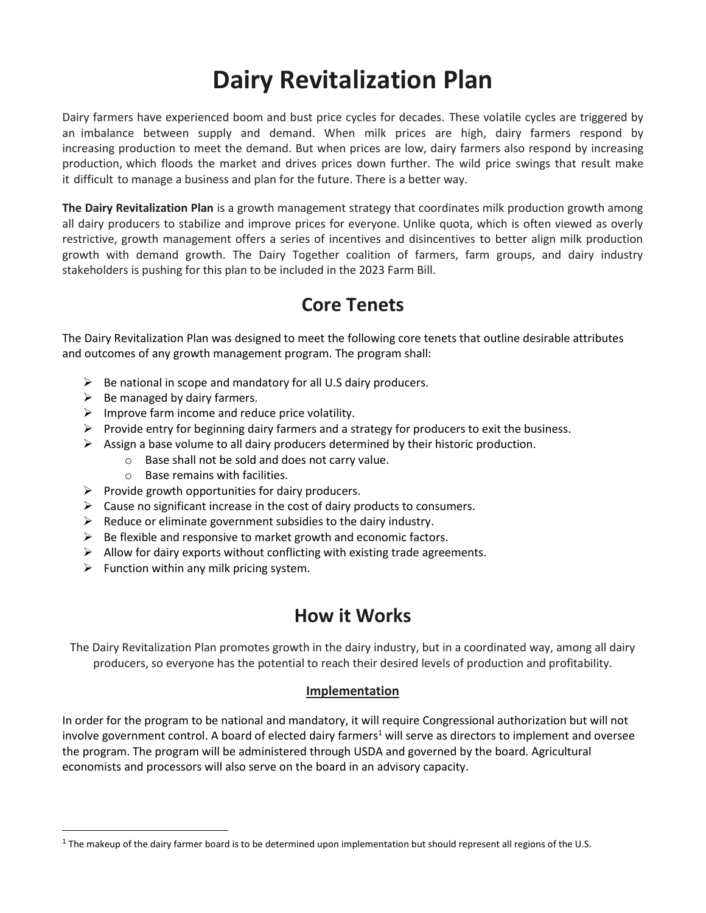# Dairy Revitalization Plan

Dairy farmers have experienced boom and bust price cycles for decades. These volatile cycles are triggered by an imbalance between supply and demand. When milk prices are high, dairy farmers respond by increasing production to meet the demand. But when prices are low, dairy farmers also respond by increasing production, which floods the market and drives prices down further. The wild price swings that result make it difficult to manage a business and plan for the future. There is a better way.

**The Dairy Revitalization Plan** is a growth management strategy that coordinates milk production growth among all dairy producers to stabilize and improve prices for everyone. Unlike quota, which is often viewed as overly restrictive, growth management offers a series of incentives and disincentives to better align milk production growth with demand growth. The Dairy Together coalition of farmers, farm groups, and dairy industry stakeholders is pushing for this plan to be included in the 2023 Farm Bill.

## Core Tenets

The Dairy Revitalization Plan was designed to meet the following core tenets that outline desirable attributes and outcomes of any growth management program. The program shall:

- Be national in scope and mandatory for all U.S dairy producers.
- Be managed by dairy farmers.
- Improve farm income and reduce price volatility.
- Provide entry for beginning dairy farmers and a strategy for producers to exit the business.
- Assign a base volume to all dairy producers determined by their historic production.
  - Base shall not be sold and does not carry value.
  - Base remains with facilities.
- Provide growth opportunities for dairy producers.
- Cause no significant increase in the cost of dairy products to consumers.
- Reduce or eliminate government subsidies to the dairy industry.
- Be flexible and responsive to market growth and economic factors.
- Allow for dairy exports without conflicting with existing trade agreements.
- Function within any milk pricing system.

## How it Works

The Dairy Revitalization Plan promotes growth in the dairy industry, but in a coordinated way, among all dairy producers, so everyone has the potential to reach their desired levels of production and profitability.

### Implementation

In order for the program to be national and mandatory, it will require Congressional authorization but will not involve government control. A board of elected dairy farmers[1] will serve as directors to implement and oversee the program. The program will be administered through USDA and governed by the board. Agricultural economists and processors will also serve on the board in an advisory capacity.

[1] The makeup of the dairy farmer board is to be determined upon implementation but should represent all regions of the U.S.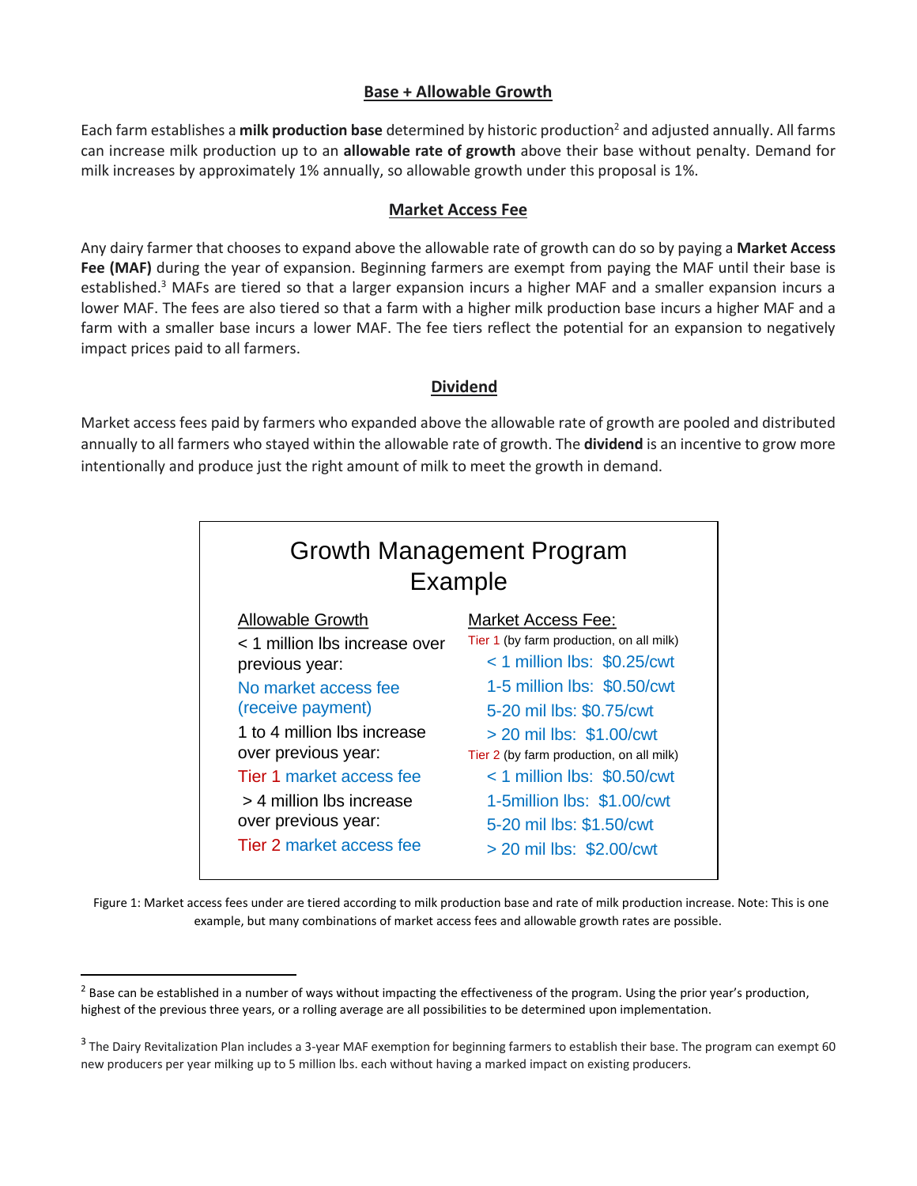## Base + Allowable Growth

Each farm establishes a **milk production base** determined by historic production[2] and adjusted annually. All farms can increase milk production up to an **allowable rate of growth** above their base without penalty. Demand for milk increases by approximately 1% annually, so allowable growth under this proposal is 1%.

## Market Access Fee

Any dairy farmer that chooses to expand above the allowable rate of growth can do so by paying a **Market Access Fee (MAF)** during the year of expansion. Beginning farmers are exempt from paying the MAF until their base is established.[3] MAFs are tiered so that a larger expansion incurs a higher MAF and a smaller expansion incurs a lower MAF. The fees are also tiered so that a farm with a higher milk production base incurs a higher MAF and a farm with a smaller base incurs a lower MAF. The fee tiers reflect the potential for an expansion to negatively impact prices paid to all farmers.

## Dividend

Market access fees paid by farmers who expanded above the allowable rate of growth are pooled and distributed annually to all farmers who stayed within the allowable rate of growth. The **dividend** is an incentive to grow more intentionally and produce just the right amount of milk to meet the growth in demand.

### Growth Management Program Example

**Allowable Growth**

- < 1 million lbs increase over previous year: No market access fee (receive payment)
- 1 to 4 million lbs increase over previous year: Tier 1 market access fee
- > 4 million lbs increase over previous year: Tier 2 market access fee

**Market Access Fee:**

Tier 1 (by farm production, on all milk)

- < 1 million lbs: $0.25/cwt
- 1-5 million lbs: $0.50/cwt
- 5-20 mil lbs: $0.75/cwt
- > 20 mil lbs: $1.00/cwt

Tier 2 (by farm production, on all milk)

- < 1 million lbs: $0.50/cwt
- 1-5million lbs: $1.00/cwt
- 5-20 mil lbs: $1.50/cwt
- > 20 mil lbs: $2.00/cwt

Figure 1: Market access fees under are tiered according to milk production base and rate of milk production increase. Note: This is one example, but many combinations of market access fees and allowable growth rates are possible.

---

[2] Base can be established in a number of ways without impacting the effectiveness of the program. Using the prior year's production, highest of the previous three years, or a rolling average are all possibilities to be determined upon implementation.

[3] The Dairy Revitalization Plan includes a 3-year MAF exemption for beginning farmers to establish their base. The program can exempt 60 new producers per year milking up to 5 million lbs. each without having a marked impact on existing producers.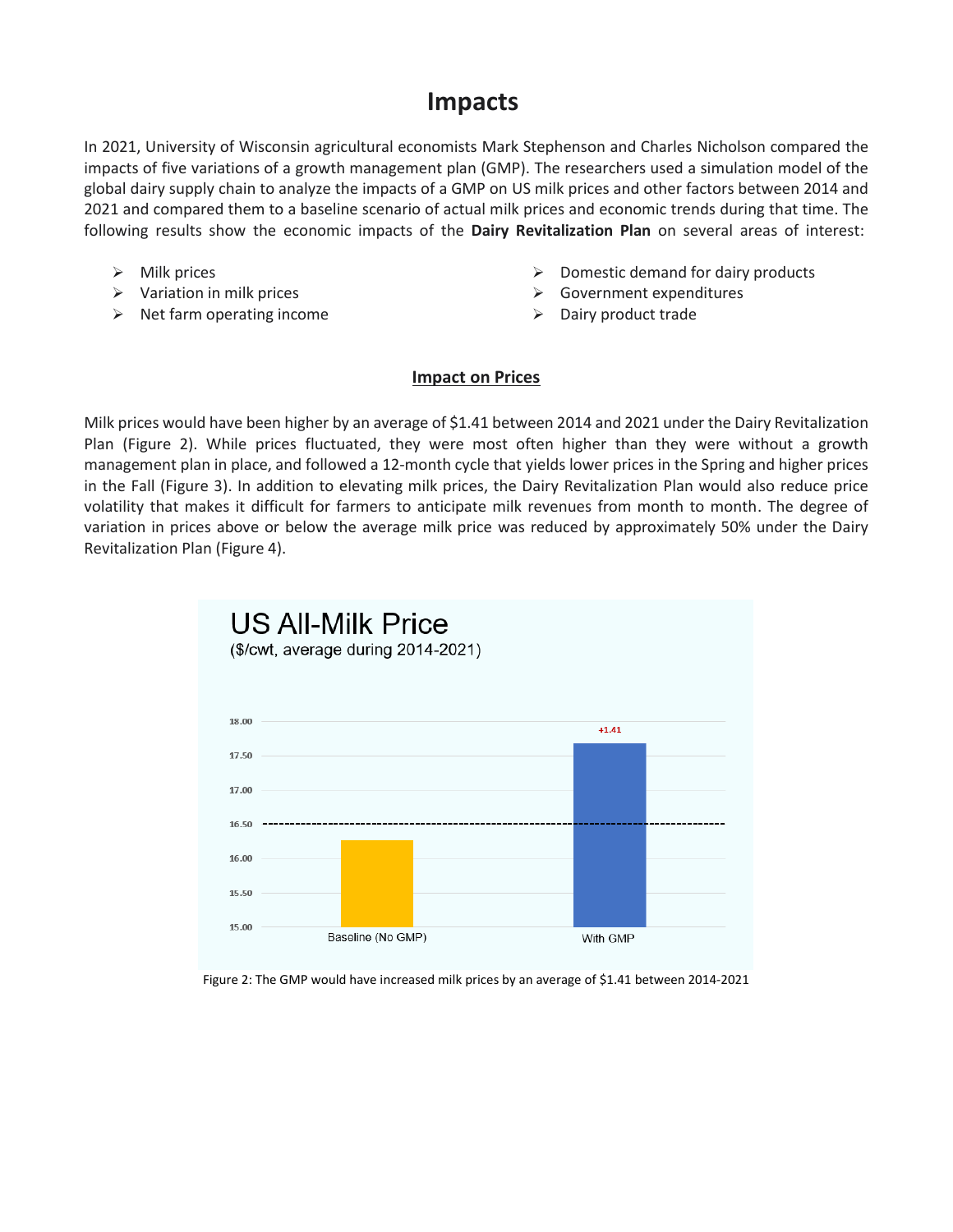# Impacts

In 2021, University of Wisconsin agricultural economists Mark Stephenson and Charles Nicholson compared the impacts of five variations of a growth management plan (GMP). The researchers used a simulation model of the global dairy supply chain to analyze the impacts of a GMP on US milk prices and other factors between 2014 and 2021 and compared them to a baseline scenario of actual milk prices and economic trends during that time. The following results show the economic impacts of the **Dairy Revitalization Plan** on several areas of interest:

- Milk prices
- Variation in milk prices
- Net farm operating income
- Domestic demand for dairy products
- Government expenditures
- Dairy product trade

## Impact on Prices

Milk prices would have been higher by an average of $1.41 between 2014 and 2021 under the Dairy Revitalization Plan (Figure 2). While prices fluctuated, they were most often higher than they were without a growth management plan in place, and followed a 12-month cycle that yields lower prices in the Spring and higher prices in the Fall (Figure 3). In addition to elevating milk prices, the Dairy Revitalization Plan would also reduce price volatility that makes it difficult for farmers to anticipate milk revenues from month to month. The degree of variation in prices above or below the average milk price was reduced by approximately 50% under the Dairy Revitalization Plan (Figure 4).

Figure 2: The GMP would have increased milk prices by an average of $1.41 between 2014-2021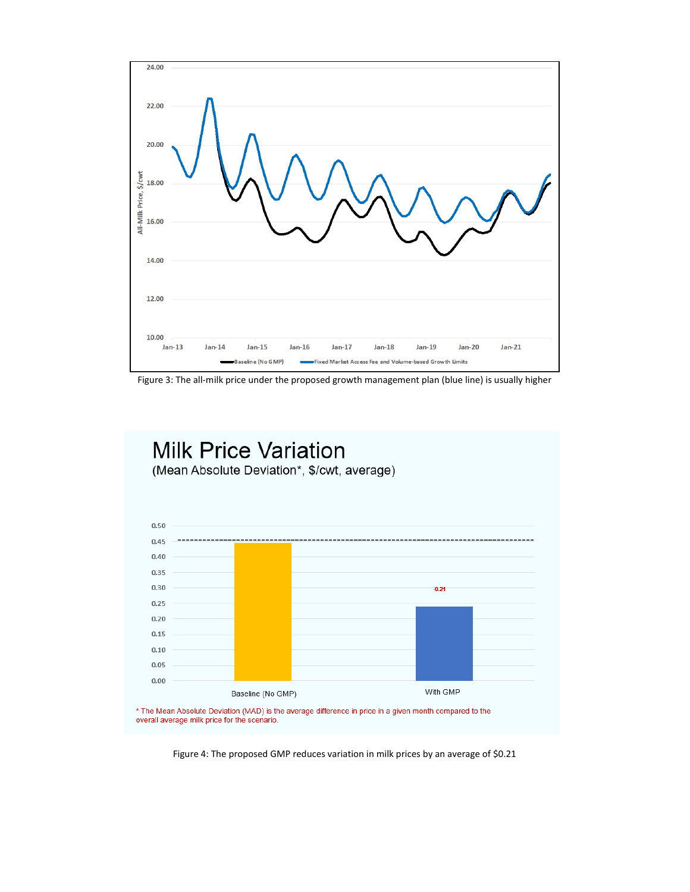Figure 3: The all-milk price under the proposed growth management plan (blue line) is usually higher

Figure 4: The proposed GMP reduces variation in milk prices by an average of $0.21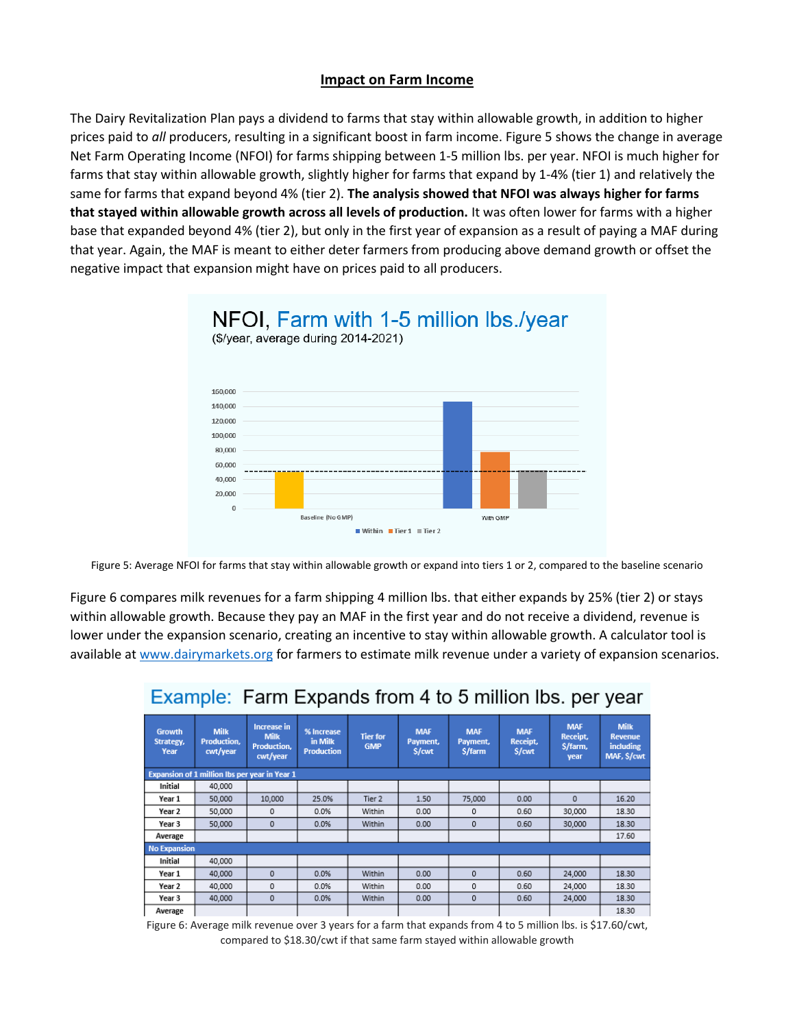## Impact on Farm Income

The Dairy Revitalization Plan pays a dividend to farms that stay within allowable growth, in addition to higher prices paid to *all* producers, resulting in a significant boost in farm income. Figure 5 shows the change in average Net Farm Operating Income (NFOI) for farms shipping between 1-5 million lbs. per year. NFOI is much higher for farms that stay within allowable growth, slightly higher for farms that expand by 1-4% (tier 1) and relatively the same for farms that expand beyond 4% (tier 2). **The analysis showed that NFOI was always higher for farms that stayed within allowable growth across all levels of production.** It was often lower for farms with a higher base that expanded beyond 4% (tier 2), but only in the first year of expansion as a result of paying a MAF during that year. Again, the MAF is meant to either deter farmers from producing above demand growth or offset the negative impact that expansion might have on prices paid to all producers.

Figure 5: Average NFOI for farms that stay within allowable growth or expand into tiers 1 or 2, compared to the baseline scenario

Figure 6 compares milk revenues for a farm shipping 4 million lbs. that either expands by 25% (tier 2) or stays within allowable growth. Because they pay an MAF in the first year and do not receive a dividend, revenue is lower under the expansion scenario, creating an incentive to stay within allowable growth. A calculator tool is available at [www.dairymarkets.org](http://www.dairymarkets.org) for farmers to estimate milk revenue under a variety of expansion scenarios.

**Example: Farm Expands from 4 to 5 million lbs. per year**

| Growth Strategy, Year | Milk Production, cwt/year | Increase in Milk Production, cwt/year | % Increase in Milk Production | Tier for GMP | MAF Payment, $/cwt | MAF Payment, $/farm | MAF Receipt, $/cwt | MAF Receipt, $/farm, year | Milk Revenue including MAF, $/cwt |
|---|---|---|---|---|---|---|---|---|---|
| **Expansion of 1 million lbs per year in Year 1** | | | | | | | | | |
| Initial | 40,000 | | | | | | | | |
| Year 1 | 50,000 | 10,000 | 25.0% | Tier 2 | 1.50 | 75,000 | 0.00 | 0 | 16.20 |
| Year 2 | 50,000 | 0 | 0.0% | Within | 0.00 | 0 | 0.60 | 30,000 | 18.30 |
| Year 3 | 50,000 | 0 | 0.0% | Within | 0.00 | 0 | 0.60 | 30,000 | 18.30 |
| Average | | | | | | | | | 17.60 |
| **No Expansion** | | | | | | | | | |
| Initial | 40,000 | | | | | | | | |
| Year 1 | 40,000 | 0 | 0.0% | Within | 0.00 | 0 | 0.60 | 24,000 | 18.30 |
| Year 2 | 40,000 | 0 | 0.0% | Within | 0.00 | 0 | 0.60 | 24,000 | 18.30 |
| Year 3 | 40,000 | 0 | 0.0% | Within | 0.00 | 0 | 0.60 | 24,000 | 18.30 |
| Average | | | | | | | | | 18.30 |

Figure 6: Average milk revenue over 3 years for a farm that expands from 4 to 5 million lbs. is $17.60/cwt, compared to $18.30/cwt if that same farm stayed within allowable growth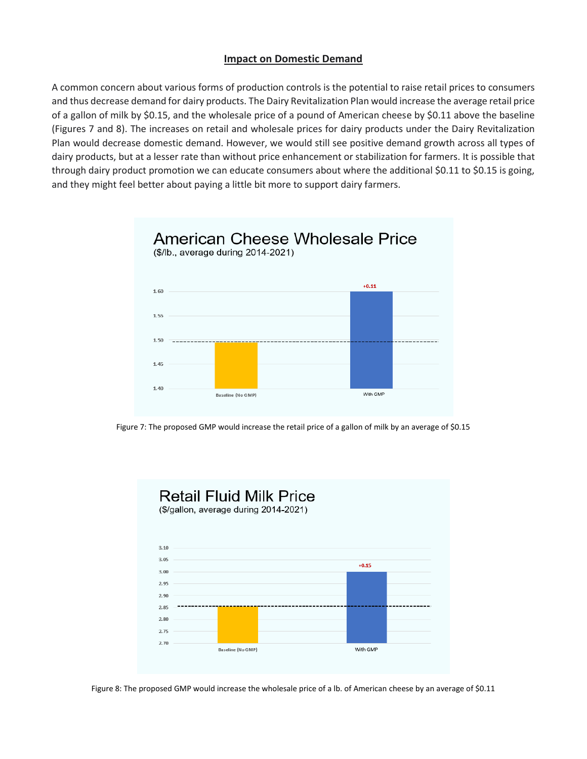## Impact on Domestic Demand

A common concern about various forms of production controls is the potential to raise retail prices to consumers and thus decrease demand for dairy products. The Dairy Revitalization Plan would increase the average retail price of a gallon of milk by $0.15, and the wholesale price of a pound of American cheese by $0.11 above the baseline (Figures 7 and 8). The increases on retail and wholesale prices for dairy products under the Dairy Revitalization Plan would decrease domestic demand. However, we would still see positive demand growth across all types of dairy products, but at a lesser rate than without price enhancement or stabilization for farmers. It is possible that through dairy product promotion we can educate consumers about where the additional $0.11 to $0.15 is going, and they might feel better about paying a little bit more to support dairy farmers.

**American Cheese Wholesale Price**
($/lb., average during 2014-2021)

Baseline (No GMP) | With GMP (+0.11)

Figure 7: The proposed GMP would increase the retail price of a gallon of milk by an average of $0.15

**Retail Fluid Milk Price**
($/gallon, average during 2014-2021)

Baseline (No GMP) | With GMP (+0.15)

Figure 8: The proposed GMP would increase the wholesale price of a lb. of American cheese by an average of $0.11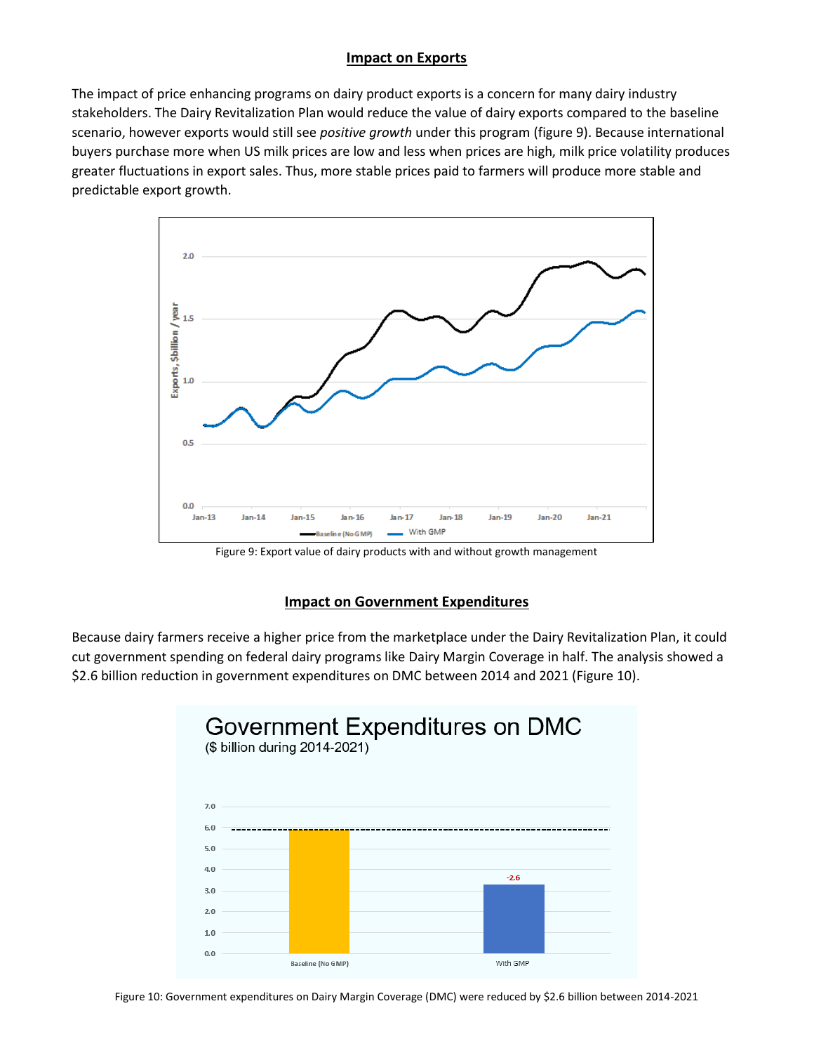## Impact on Exports

The impact of price enhancing programs on dairy product exports is a concern for many dairy industry stakeholders. The Dairy Revitalization Plan would reduce the value of dairy exports compared to the baseline scenario, however exports would still see *positive growth* under this program (figure 9). Because international buyers purchase more when US milk prices are low and less when prices are high, milk price volatility produces greater fluctuations in export sales. Thus, more stable prices paid to farmers will produce more stable and predictable export growth.

Figure 9: Export value of dairy products with and without growth management

## Impact on Government Expenditures

Because dairy farmers receive a higher price from the marketplace under the Dairy Revitalization Plan, it could cut government spending on federal dairy programs like Dairy Margin Coverage in half. The analysis showed a $2.6 billion reduction in government expenditures on DMC between 2014 and 2021 (Figure 10).

Figure 10: Government expenditures on Dairy Margin Coverage (DMC) were reduced by $2.6 billion between 2014-2021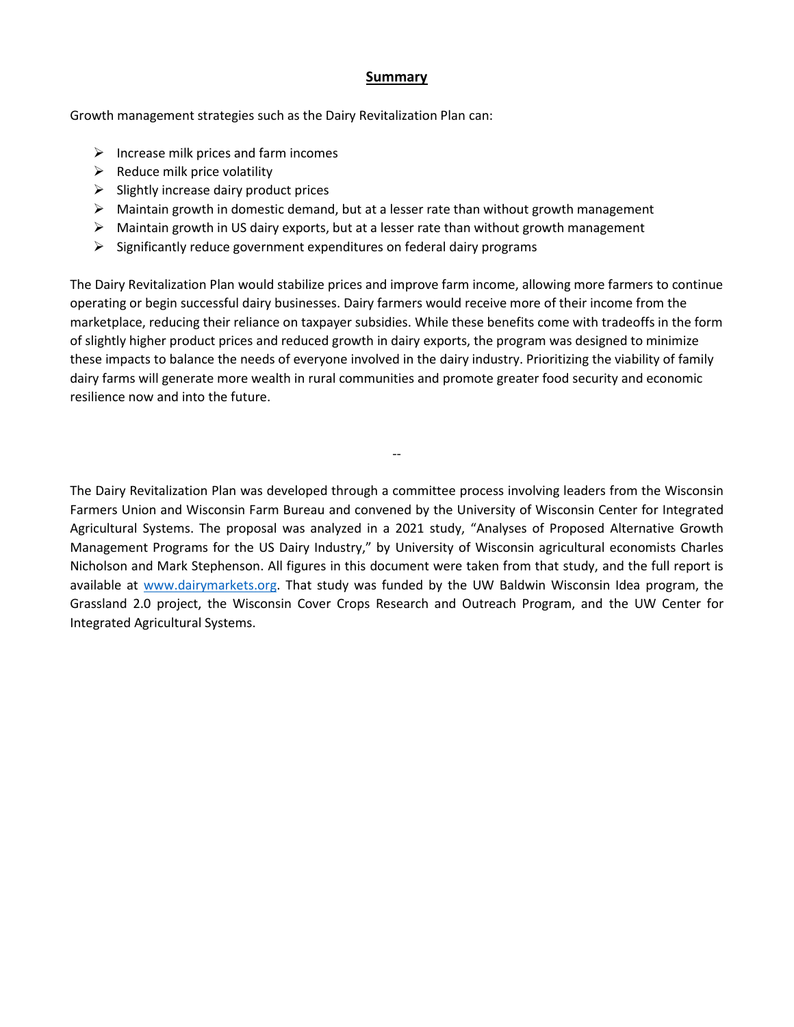## Summary

Growth management strategies such as the Dairy Revitalization Plan can:

- Increase milk prices and farm incomes
- Reduce milk price volatility
- Slightly increase dairy product prices
- Maintain growth in domestic demand, but at a lesser rate than without growth management
- Maintain growth in US dairy exports, but at a lesser rate than without growth management
- Significantly reduce government expenditures on federal dairy programs

The Dairy Revitalization Plan would stabilize prices and improve farm income, allowing more farmers to continue operating or begin successful dairy businesses. Dairy farmers would receive more of their income from the marketplace, reducing their reliance on taxpayer subsidies. While these benefits come with tradeoffs in the form of slightly higher product prices and reduced growth in dairy exports, the program was designed to minimize these impacts to balance the needs of everyone involved in the dairy industry. Prioritizing the viability of family dairy farms will generate more wealth in rural communities and promote greater food security and economic resilience now and into the future.

--

The Dairy Revitalization Plan was developed through a committee process involving leaders from the Wisconsin Farmers Union and Wisconsin Farm Bureau and convened by the University of Wisconsin Center for Integrated Agricultural Systems. The proposal was analyzed in a 2021 study, "Analyses of Proposed Alternative Growth Management Programs for the US Dairy Industry," by University of Wisconsin agricultural economists Charles Nicholson and Mark Stephenson. All figures in this document were taken from that study, and the full report is available at [www.dairymarkets.org](http://www.dairymarkets.org). That study was funded by the UW Baldwin Wisconsin Idea program, the Grassland 2.0 project, the Wisconsin Cover Crops Research and Outreach Program, and the UW Center for Integrated Agricultural Systems.